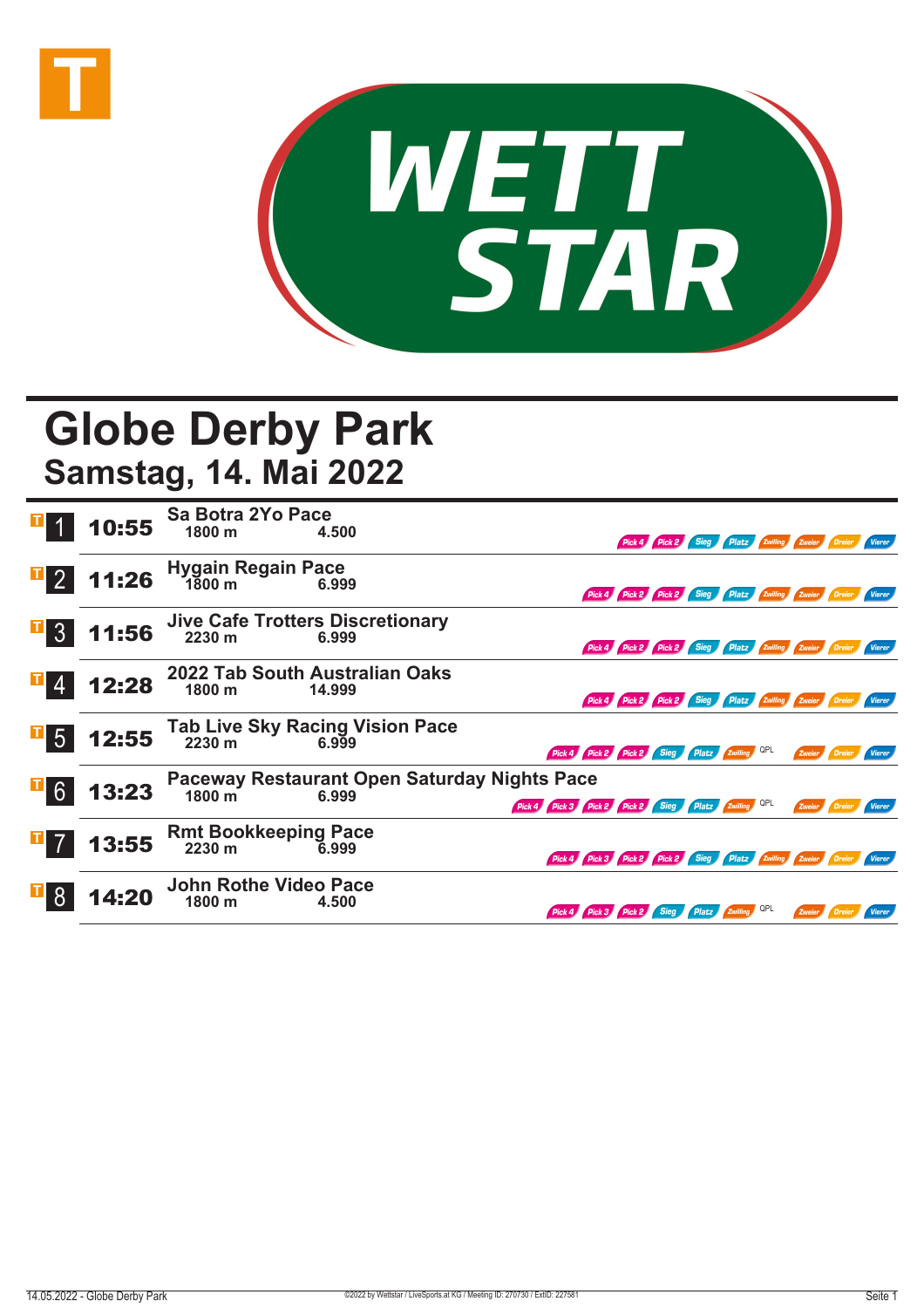# Globe Derby Park

## Samstag, 14. Mai 2022

| Rennen | Zeit | Rennen / Distanz / Preisgeld | Wetten |
|---|---|---|---|
| 1 | 10:55 | **Sa Botra 2Yo Pace** 1800 m 4.500 | Pick 4, Pick 2, Sieg, Platz, Zwilling, Zweier, Dreier, Vierer |
| 2 | 11:26 | **Hygain Regain Pace** 1800 m 6.999 | Pick 4, Pick 2, Pick 2, Sieg, Platz, Zwilling, Zweier, Dreier, Vierer |
| 3 | 11:56 | **Jive Cafe Trotters Discretionary** 2230 m 6.999 | Pick 4, Pick 2, Pick 2, Sieg, Platz, Zwilling, Zweier, Dreier, Vierer |
| 4 | 12:28 | **2022 Tab South Australian Oaks** 1800 m 14.999 | Pick 4, Pick 2, Pick 2, Sieg, Platz, Zwilling, Zweier, Dreier, Vierer |
| 5 | 12:55 | **Tab Live Sky Racing Vision Pace** 2230 m 6.999 | Pick 4, Pick 2, Pick 2, Sieg, Platz, Zwilling, QPL, Zweier, Dreier, Vierer |
| 6 | 13:23 | **Paceway Restaurant Open Saturday Nights Pace** 1800 m 6.999 | Pick 4, Pick 3, Pick 2, Pick 2, Sieg, Platz, Zwilling, QPL, Zweier, Dreier, Vierer |
| 7 | 13:55 | **Rmt Bookkeeping Pace** 2230 m 6.999 | Pick 4, Pick 3, Pick 2, Pick 2, Sieg, Platz, Zwilling, Zweier, Dreier, Vierer |
| 8 | 14:20 | **John Rothe Video Pace** 1800 m 4.500 | Pick 4, Pick 3, Pick 2, Sieg, Platz, Zwilling, QPL, Zweier, Dreier, Vierer |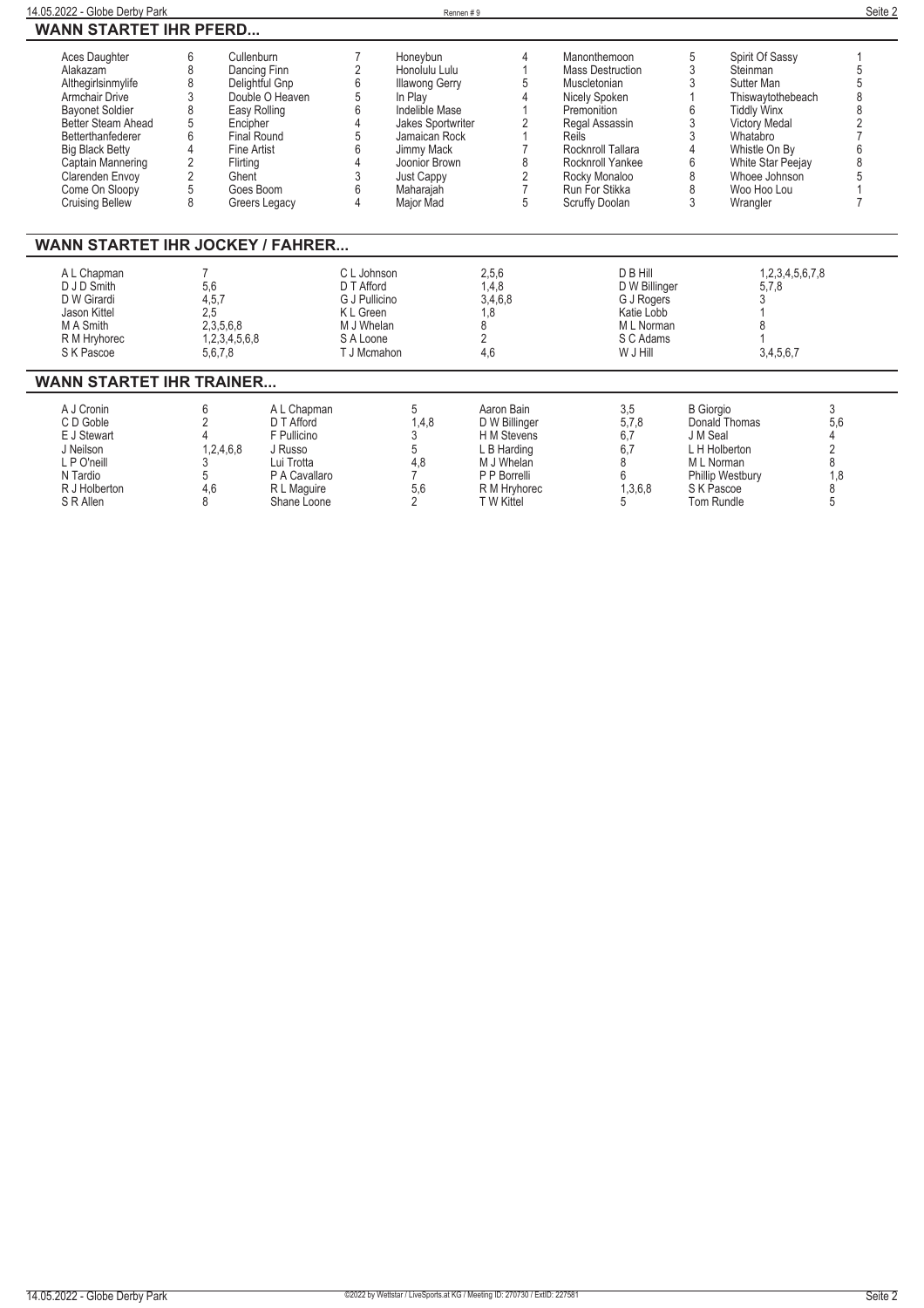## WANN STARTET IHR PFERD...

| Pferd | Rennen | Pferd | Rennen | Pferd | Rennen | Pferd | Rennen | Pferd | Rennen |
|---|---|---|---|---|---|---|---|---|---|
| Aces Daughter | 6 | Cullenburn | 7 | Honeybun | 4 | Manonthemoon | 5 | Spirit Of Sassy | 1 |
| Alakazam | 8 | Dancing Finn | 2 | Honolulu Lulu | 1 | Mass Destruction | 3 | Steinman | 5 |
| Althegirlsinmylife | 8 | Delightful Gnp | 6 | Illawong Gerry | 5 | Muscletonian | 3 | Sutter Man | 5 |
| Armchair Drive | 3 | Double O Heaven | 5 | In Play | 4 | Nicely Spoken | 1 | Thiswaytothebeach | 8 |
| Bayonet Soldier | 8 | Easy Rolling | 6 | Indelible Mase | 1 | Premonition | 6 | Tiddly Winx | 8 |
| Better Steam Ahead | 5 | Encipher | 4 | Jakes Sportwriter | 2 | Regal Assassin | 3 | Victory Medal | 2 |
| Betterthanfederer | 6 | Final Round | 5 | Jamaican Rock | 1 | Reils | 3 | Whatabro | 7 |
| Big Black Betty | 4 | Fine Artist | 6 | Jimmy Mack | 7 | Rocknroll Tallara | 4 | Whistle On By | 6 |
| Captain Mannering | 2 | Flirting | 4 | Joonior Brown | 8 | Rocknroll Yankee | 6 | White Star Peejay | 8 |
| Clarenden Envoy | 2 | Ghent | 3 | Just Cappy | 2 | Rocky Monaloo | 8 | Whoee Johnson | 5 |
| Come On Sloopy | 5 | Goes Boom | 6 | Maharajah | 7 | Run For Stikka | 8 | Woo Hoo Lou | 1 |
| Cruising Bellew | 8 | Greers Legacy | 4 | Major Mad | 5 | Scruffy Doolan | 3 | Wrangler | 7 |

## WANN STARTET IHR JOCKEY / FAHRER...

| Jockey / Fahrer | Rennen | Jockey / Fahrer | Rennen | Jockey / Fahrer | Rennen |
|---|---|---|---|---|---|
| A L Chapman | 7 | C L Johnson | 2,5,6 | D B Hill | 1,2,3,4,5,6,7,8 |
| D J D Smith | 5,6 | D T Afford | 1,4,8 | D W Billinger | 5,7,8 |
| D W Girardi | 4,5,7 | G J Pullicino | 3,4,6,8 | G J Rogers | 3 |
| Jason Kittel | 2,5 | K L Green | 1,8 | Katie Lobb | 1 |
| M A Smith | 2,3,5,6,8 | M J Whelan | 8 | M L Norman | 8 |
| R M Hryhorec | 1,2,3,4,5,6,8 | S A Loone | 2 | S C Adams | 1 |
| S K Pascoe | 5,6,7,8 | T J Mcmahon | 4,6 | W J Hill | 3,4,5,6,7 |

## WANN STARTET IHR TRAINER...

| Trainer | Rennen | Trainer | Rennen | Trainer | Rennen | Trainer | Rennen |
|---|---|---|---|---|---|---|---|
| A J Cronin | 6 | A L Chapman | 5 | Aaron Bain | 3,5 | B Giorgio | 3 |
| C D Goble | 2 | D T Afford | 1,4,8 | D W Billinger | 5,7,8 | Donald Thomas | 5,6 |
| E J Stewart | 4 | F Pullicino | 3 | H M Stevens | 6,7 | J M Seal | 4 |
| J Neilson | 1,2,4,6,8 | J Russo | 5 | L B Harding | 6,7 | L H Holberton | 2 |
| L P O'neill | 3 | Lui Trotta | 4,8 | M J Whelan | 8 | M L Norman | 8 |
| N Tardio | 5 | P A Cavallaro | 7 | P P Borrelli | 6 | Phillip Westbury | 1,8 |
| R J Holberton | 4,6 | R L Maguire | 5,6 | R M Hryhorec | 1,3,6,8 | S K Pascoe | 8 |
| S R Allen | 8 | Shane Loone | 2 | T W Kittel | 5 | Tom Rundle | 5 |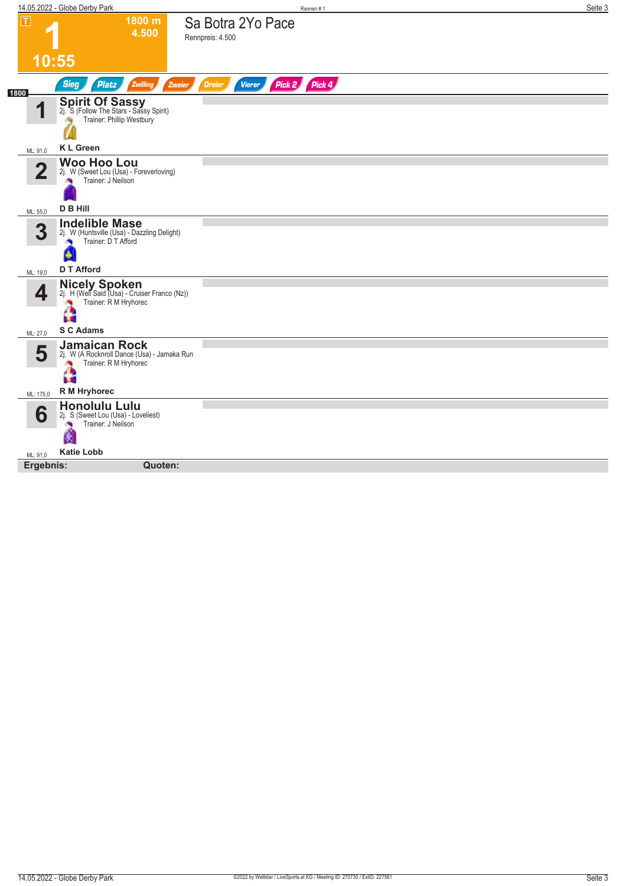# 1 — 10:55

**1800 m** | **4.500**

## Sa Botra 2Yo Pace

Rennpreis: 4.500

Sieg | Platz | Zwilling | Zweier | Dreier | Vierer | Pick 2 | Pick 4

1800

| Nr. | Pferd | ML |
|---|---|---|
| 1 | **Spirit Of Sassy**<br>2j. S (Follow The Stars - Sassy Spirit)<br>Trainer: Phillip Westbury<br>**K L Green** | ML: 91,0 |
| 2 | **Woo Hoo Lou**<br>2j. W (Sweet Lou (Usa) - Foreverloving)<br>Trainer: J Neilson<br>**D B Hill** | ML: 55,0 |
| 3 | **Indelible Mase**<br>2j. W (Huntsville (Usa) - Dazzling Delight)<br>Trainer: D T Afford<br>**D T Afford** | ML: 19,0 |
| 4 | **Nicely Spoken**<br>2j. H (Well Said (Usa) - Cruiser Franco (Nz))<br>Trainer: R M Hryhorec<br>**S C Adams** | ML: 27,0 |
| 5 | **Jamaican Rock**<br>2j. W (A Rocknroll Dance (Usa) - Jamaka Run<br>Trainer: R M Hryhorec<br>**R M Hryhorec** | ML: 175,0 |
| 6 | **Honolulu Lulu**<br>2j. S (Sweet Lou (Usa) - Loveliest)<br>Trainer: J Neilson<br>**Katie Lobb** | ML: 91,0 |

**Ergebnis:** **Quoten:**

©2022 by Wettstar / LiveSports.at KG / Meeting ID: 270730 / ExtID: 227581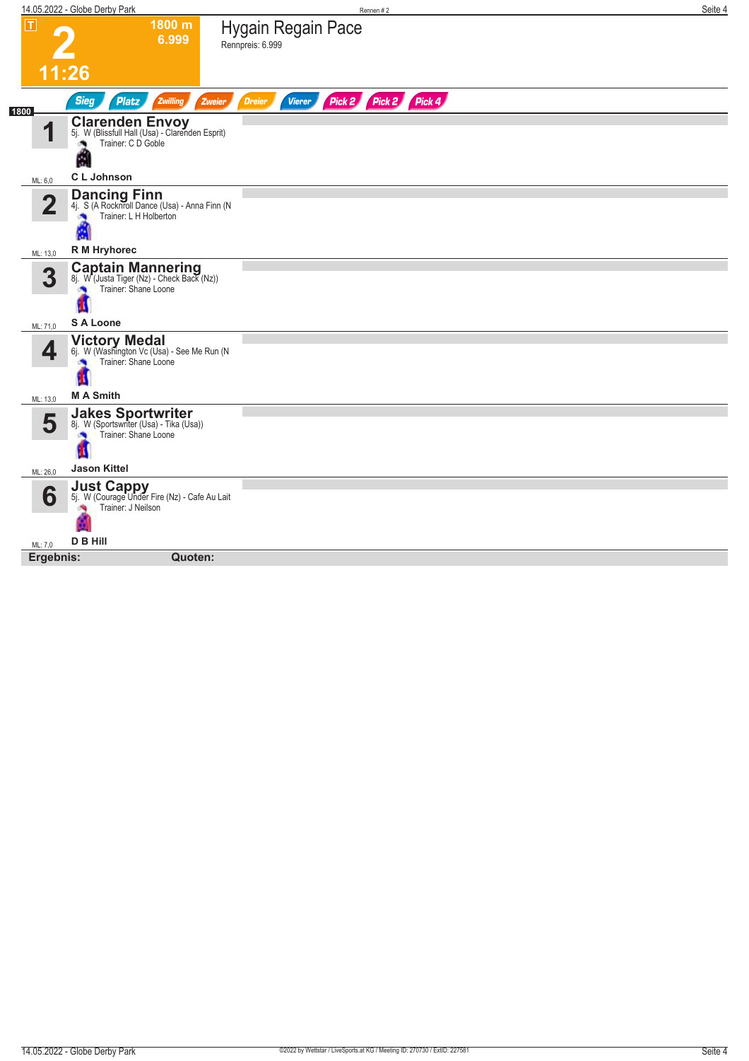# 2

T

1800 m
6.999

11:26

## Hygain Regain Pace

Rennpreis: 6.999

Sieg | Platz | Zwilling | Zweier | Dreier | Vierer | Pick 2 | Pick 2 | Pick 4

1800

| Nr. | Pferd | ML |
|---|---|---|
| 1 | **Clarenden Envoy** 5j. W (Blissfull Hall (Usa) - Clarenden Esprit) Trainer: C D Goble **C L Johnson** | ML: 6,0 |
| 2 | **Dancing Finn** 4j. S (A Rocknroll Dance (Usa) - Anna Finn (N Trainer: L H Holberton **R M Hryhorec** | ML: 13,0 |
| 3 | **Captain Mannering** 8j. W (Justa Tiger (Nz) - Check Back (Nz)) Trainer: Shane Loone **S A Loone** | ML: 71,0 |
| 4 | **Victory Medal** 6j. W (Washington Vc (Usa) - See Me Run (N Trainer: Shane Loone **M A Smith** | ML: 13,0 |
| 5 | **Jakes Sportwriter** 8j. W (Sportswriter (Usa) - Tika (Usa)) Trainer: Shane Loone **Jason Kittel** | ML: 26,0 |
| 6 | **Just Cappy** 5j. W (Courage Under Fire (Nz) - Cafe Au Lait Trainer: J Neilson **D B Hill** | ML: 7,0 |

**Ergebnis:** **Quoten:**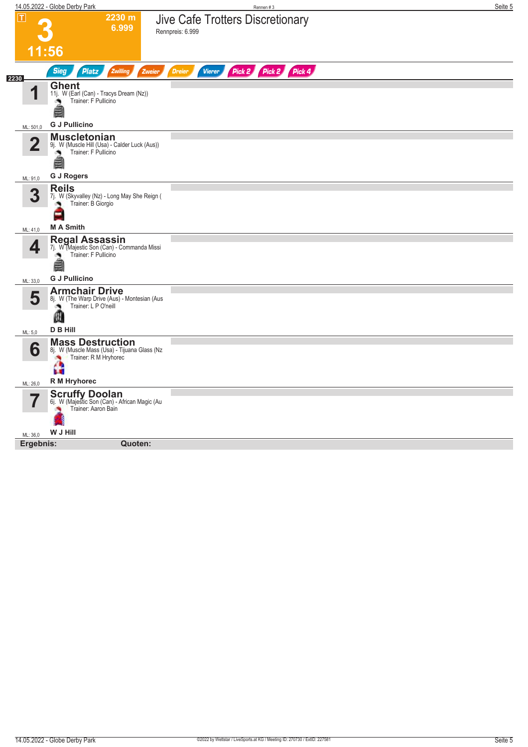# 3 — Jive Cafe Trotters Discretionary

T | 2230 m | 6.999 | 11:56

Rennpreis: 6.999

Sieg | Platz | Zwilling | Zweier | Dreier | Vierer | Pick 2 | Pick 2 | Pick 4

2230

| Nr. | Pferd | Abstammung | Trainer | Fahrer | ML |
|---|---|---|---|---|---|
| 1 | **Ghent** | 11j. W (Earl (Can) - Tracys Dream (Nz)) | F Pullicino | G J Pullicino | 501,0 |
| 2 | **Muscletonian** | 9j. W (Muscle Hill (Usa) - Calder Luck (Aus)) | F Pullicino | G J Rogers | 91,0 |
| 3 | **Reils** | 7j. W (Skyvalley (Nz) - Long May She Reign ( | B Giorgio | M A Smith | 41,0 |
| 4 | **Regal Assassin** | 7j. W (Majestic Son (Can) - Commanda Missi | F Pullicino | G J Pullicino | 33,0 |
| 5 | **Armchair Drive** | 8j. W (The Warp Drive (Aus) - Montesian (Aus | L P O'neill | D B Hill | 5,0 |
| 6 | **Mass Destruction** | 8j. W (Muscle Mass (Usa) - Tijuana Glass (Nz | R M Hryhorec | R M Hryhorec | 26,0 |
| 7 | **Scruffy Doolan** | 6j. W (Majestic Son (Can) - African Magic (Au | Aaron Bain | W J Hill | 36,0 |

**Ergebnis:** **Quoten:**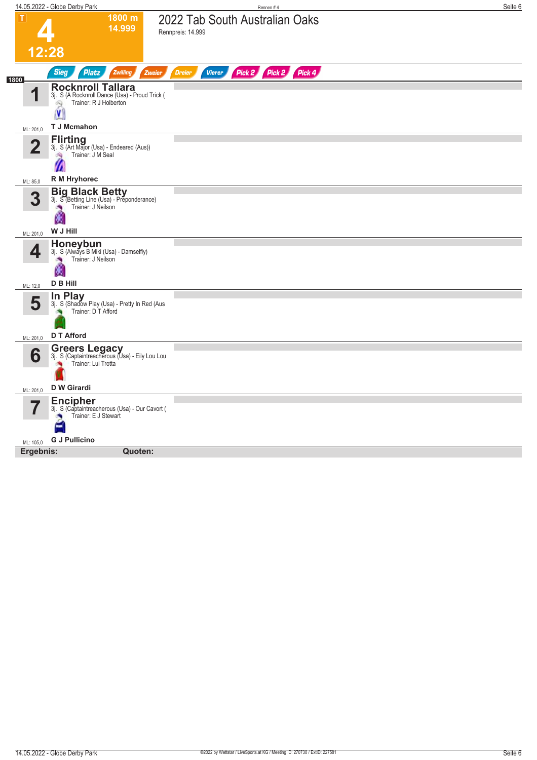# 4

**1800 m**
**14.999**

**12:28**

## 2022 Tab South Australian Oaks

Rennpreis: 14.999

Sieg | Platz | Zwilling | Zweier | Dreier | Vierer | Pick 2 | Pick 2 | Pick 4

1800

**1 Rocknroll Tallara**
3j. S (A Rocknroll Dance (Usa) - Proud Trick (
Trainer: R J Holberton
**T J Mcmahon**
ML: 201,0

**2 Flirting**
3j. S (Art Major (Usa) - Endeared (Aus))
Trainer: J M Seal
**R M Hryhorec**
ML: 85,0

**3 Big Black Betty**
3j. S (Betting Line (Usa) - Preponderance)
Trainer: J Neilson
**W J Hill**
ML: 201,0

**4 Honeybun**
3j. S (Always B Miki (Usa) - Damselfly)
Trainer: J Neilson
**D B Hill**
ML: 12,0

**5 In Play**
3j. S (Shadow Play (Usa) - Pretty In Red (Aus
Trainer: D T Afford
**D T Afford**
ML: 201,0

**6 Greers Legacy**
3j. S (Captaintreacherous (Usa) - Eily Lou Lou
Trainer: Lui Trotta
**D W Girardi**
ML: 201,0

**7 Encipher**
3j. S (Captaintreacherous (Usa) - Our Cavort (
Trainer: E J Stewart
**G J Pullicino**
ML: 105,0

**Ergebnis:** **Quoten:**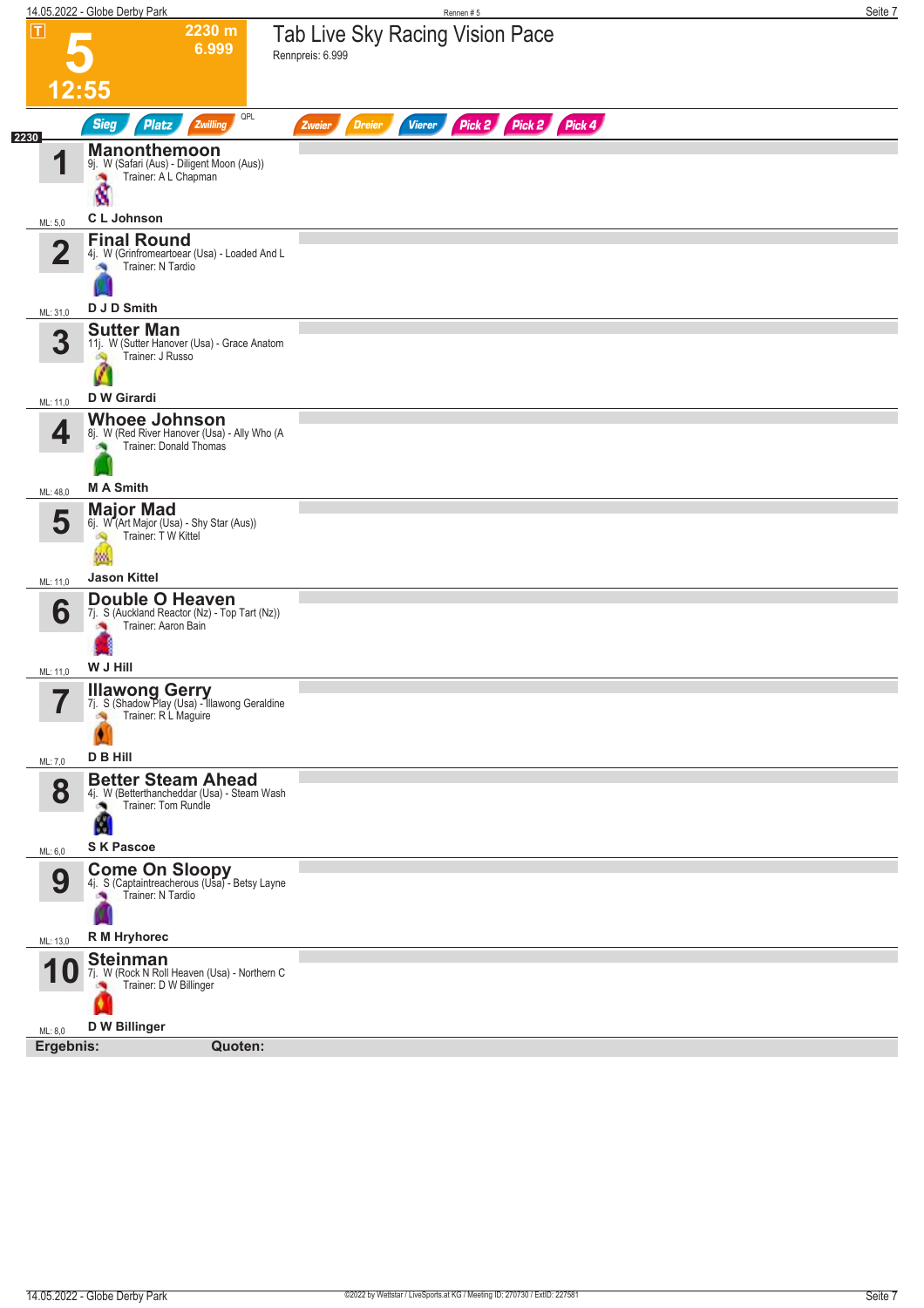# 5

**2230 m**
**6.999**

**12:55**

## Tab Live Sky Racing Vision Pace

Rennpreis: 6.999

Sieg | Platz | Zwilling | QPL | Zweier | Dreier | Vierer | Pick 2 | Pick 2 | Pick 4

2230

**1 Manonthemoon**
9j. W (Safari (Aus)) - Diligent Moon (Aus))
Trainer: A L Chapman
ML: 5,0
**C L Johnson**

**2 Final Round**
4j. W (Grinfromeartoear (Usa) - Loaded And L
Trainer: N Tardio
ML: 31,0
**D J D Smith**

**3 Sutter Man**
11j. W (Sutter Hanover (Usa) - Grace Anatom
Trainer: J Russo
ML: 11,0
**D W Girardi**

**4 Whoee Johnson**
8j. W (Red River Hanover (Usa) - Ally Who (A
Trainer: Donald Thomas
ML: 48,0
**M A Smith**

**5 Major Mad**
6j. W (Art Major (Usa) - Shy Star (Aus))
Trainer: T W Kittel
ML: 11,0
**Jason Kittel**

**6 Double O Heaven**
7j. S (Auckland Reactor (Nz) - Top Tart (Nz))
Trainer: Aaron Bain
ML: 11,0
**W J Hill**

**7 Illawong Gerry**
7j. S (Shadow Play (Usa) - Illawong Geraldine
Trainer: R L Maguire
ML: 7,0
**D B Hill**

**8 Better Steam Ahead**
4j. W (Betterthancheddar (Usa) - Steam Wash
Trainer: Tom Rundle
ML: 6,0
**S K Pascoe**

**9 Come On Sloopy**
4j. S (Captaintreacherous (Usa) - Betsy Layne
Trainer: N Tardio
ML: 13,0
**R M Hryhorec**

**10 Steinman**
7j. W (Rock N Roll Heaven (Usa) - Northern C
Trainer: D W Billinger
ML: 8,0
**D W Billinger**

**Ergebnis:** **Quoten:**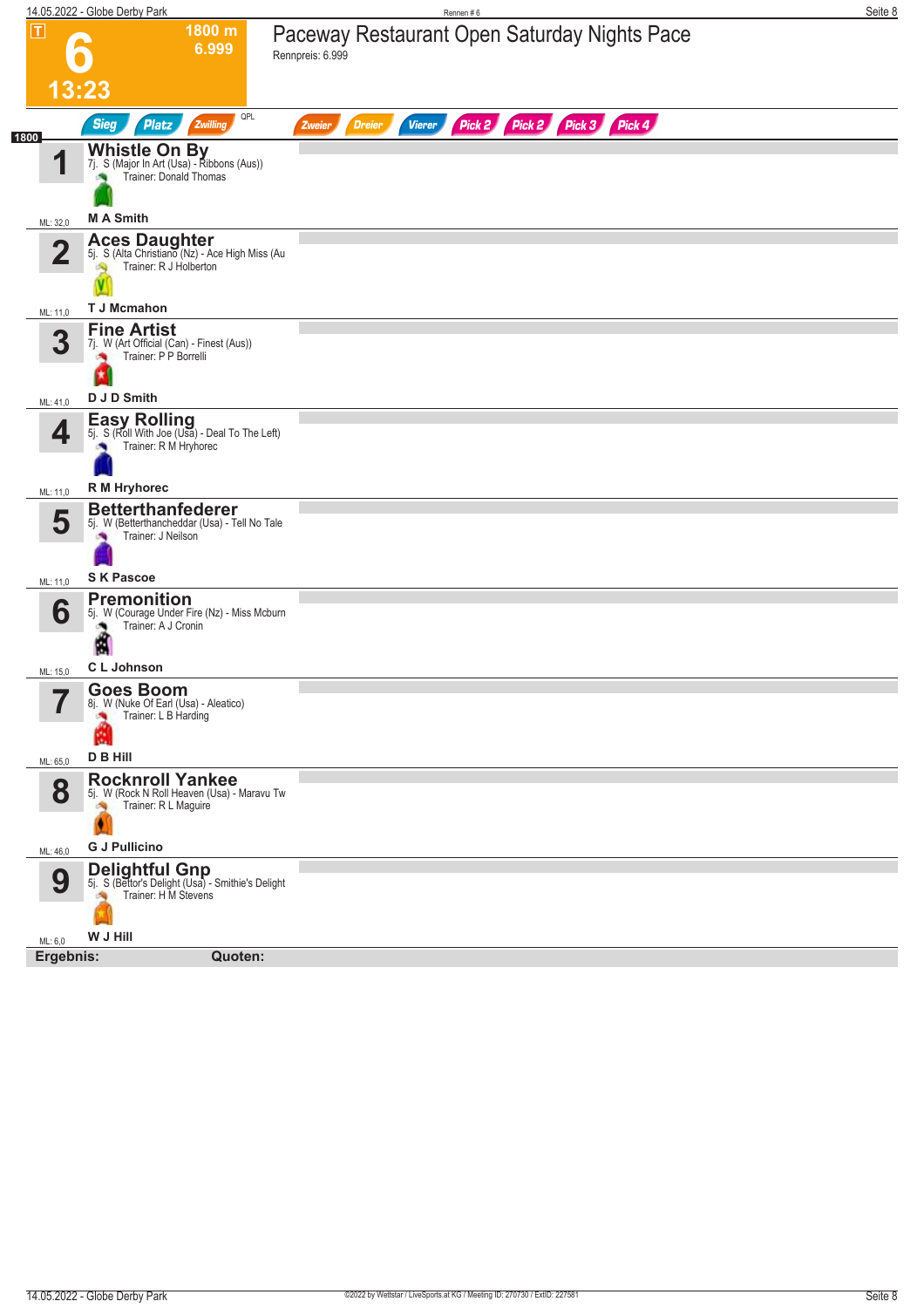# 6

1800 m
6.999

13:23

## Paceway Restaurant Open Saturday Nights Pace

Rennpreis: 6.999

Sieg | Platz | Zwilling | QPL | Zweier | Dreier | Vierer | Pick 2 | Pick 2 | Pick 3 | Pick 4

1800

| Nr. | Pferd | ML |
|---|---|---|
| 1 | **Whistle On By** 7j. S (Major In Art (Usa) - Ribbons (Aus)) Trainer: Donald Thomas — **M A Smith** | ML: 32,0 |
| 2 | **Aces Daughter** 5j. S (Alta Christiano (Nz) - Ace High Miss (Au Trainer: R J Holberton — **T J Mcmahon** | ML: 11,0 |
| 3 | **Fine Artist** 7j. W (Art Official (Can) - Finest (Aus)) Trainer: P P Borrelli — **D J D Smith** | ML: 41,0 |
| 4 | **Easy Rolling** 5j. S (Roll With Joe (Usa) - Deal To The Left) Trainer: R M Hryhorec — **R M Hryhorec** | ML: 11,0 |
| 5 | **Betterthanfederer** 5j. W (Betterthancheddar (Usa) - Tell No Tale Trainer: J Neilson — **S K Pascoe** | ML: 11,0 |
| 6 | **Premonition** 5j. W (Courage Under Fire (Nz) - Miss Mcburn Trainer: A J Cronin — **C L Johnson** | ML: 15,0 |
| 7 | **Goes Boom** 8j. W (Nuke Of Earl (Usa) - Aleatico) Trainer: L B Harding — **D B Hill** | ML: 65,0 |
| 8 | **Rocknroll Yankee** 5j. W (Rock N Roll Heaven (Usa) - Maravu Tw Trainer: R L Maguire — **G J Pullicino** | ML: 46,0 |
| 9 | **Delightful Gnp** 5j. S (Bettor's Delight (Usa) - Smithie's Delight Trainer: H M Stevens — **W J Hill** | ML: 6,0 |

**Ergebnis:** **Quoten:**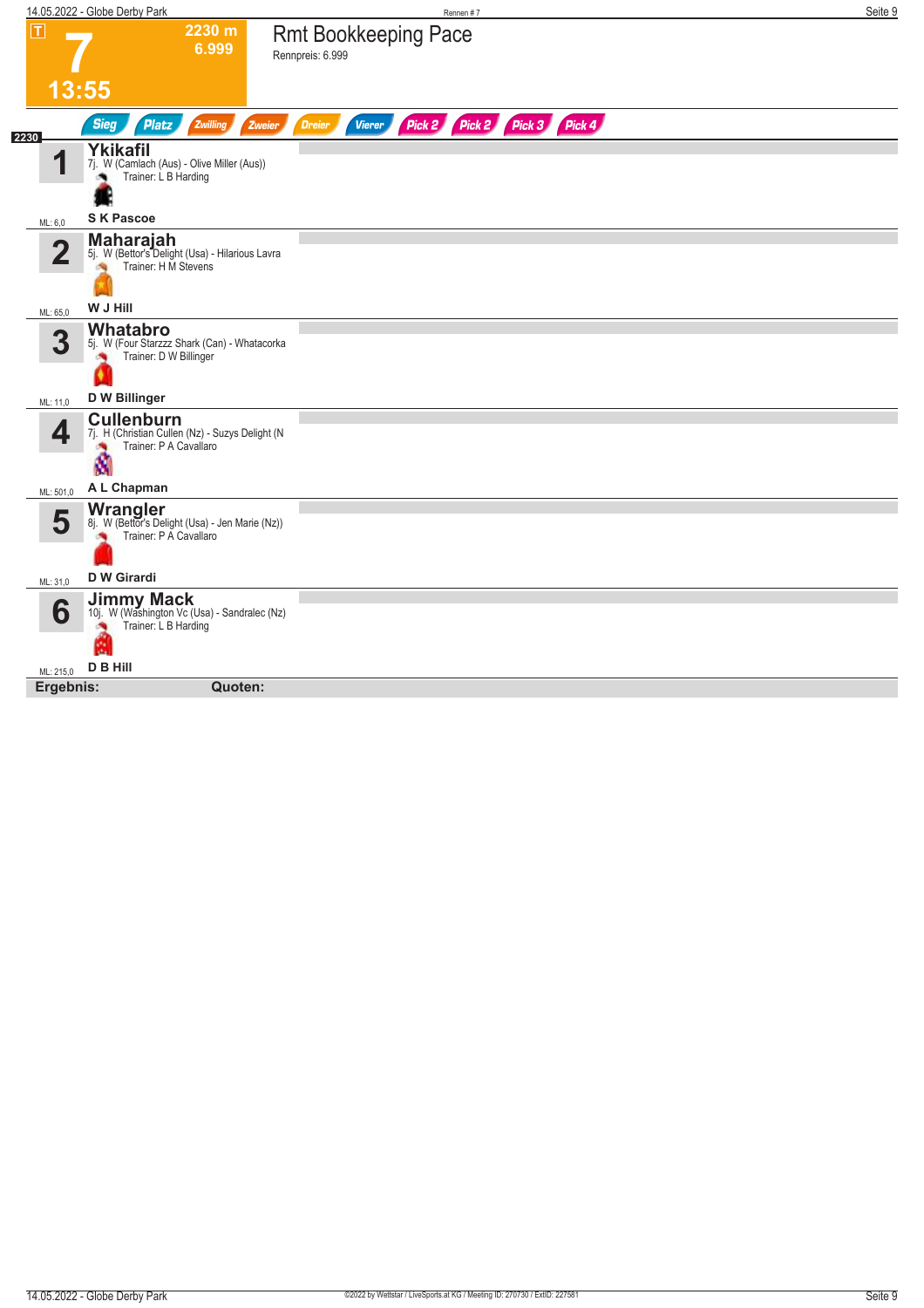T

# 7

2230 m
6.999

13:55

## Rmt Bookkeeping Pace

Rennpreis: 6.999

Sieg | Platz | Zwilling | Zweier | Dreier | Vierer | Pick 2 | Pick 2 | Pick 3 | Pick 4

2230

**1** **Ykikafil**
7j. W (Camlach (Aus) - Olive Miller (Aus))
Trainer: L B Harding
ML: 6,0 — **S K Pascoe**

**2** **Maharajah**
5j. W (Bettor's Delight (Usa) - Hilarious Lavra
Trainer: H M Stevens
ML: 65,0 — **W J Hill**

**3** **Whatabro**
5j. W (Four Starzzz Shark (Can) - Whatacorka
Trainer: D W Billinger
ML: 11,0 — **D W Billinger**

**4** **Cullenburn**
7j. H (Christian Cullen (Nz) - Suzys Delight (N
Trainer: P A Cavallaro
ML: 501,0 — **A L Chapman**

**5** **Wrangler**
8j. W (Bettor's Delight (Usa) - Jen Marie (Nz))
Trainer: P A Cavallaro
ML: 31,0 — **D W Girardi**

**6** **Jimmy Mack**
10j. W (Washington Vc (Usa) - Sandralec (Nz)
Trainer: L B Harding
ML: 215,0 — **D B Hill**

**Ergebnis:** **Quoten:**

©2022 by Wettstar / LiveSports.at KG / Meeting ID: 270730 / ExtID: 227581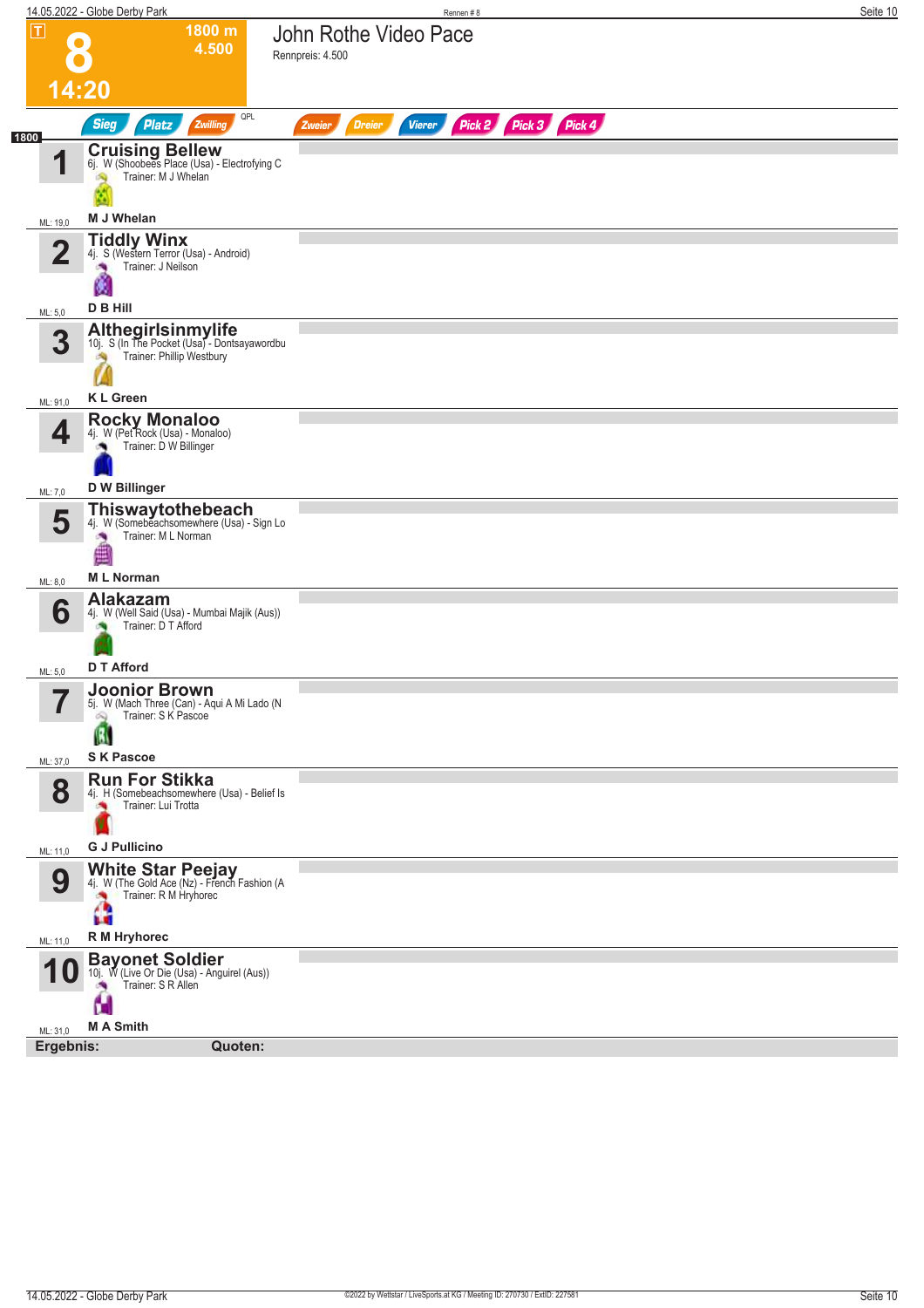# 8

**1800 m**
**4.500**

**14:20**

## John Rothe Video Pace

Rennpreis: 4.500

Sieg | Platz | Zwilling | QPL | Zweier | Dreier | Vierer | Pick 2 | Pick 3 | Pick 4

**1800**

| Nr. | Pferd | ML |
|---|---|---|
| 1 | **Cruising Bellew**<br>6j. W (Shoobees Place (Usa) - Electrifying C<br>Trainer: M J Whelan<br>**M J Whelan** | ML: 19,0 |
| 2 | **Tiddly Winx**<br>4j. S (Western Terror (Usa) - Android)<br>Trainer: J Neilson<br>**D B Hill** | ML: 5,0 |
| 3 | **Althegirlsinmylife**<br>10j. S (In The Pocket (Usa) - Dontsayawordbu<br>Trainer: Phillip Westbury<br>**K L Green** | ML: 91,0 |
| 4 | **Rocky Monaloo**<br>4j. W (Pet Rock (Usa) - Monaloo)<br>Trainer: D W Billinger<br>**D W Billinger** | ML: 7,0 |
| 5 | **Thiswaytothebeach**<br>4j. W (Somebeachsomewhere (Usa) - Sign Lo<br>Trainer: M L Norman<br>**M L Norman** | ML: 8,0 |
| 6 | **Alakazam**<br>4j. W (Well Said (Usa) - Mumbai Majik (Aus))<br>Trainer: D T Afford<br>**D T Afford** | ML: 5,0 |
| 7 | **Joonior Brown**<br>5j. W (Mach Three (Can) - Aqui A Mi Lado (N<br>Trainer: S K Pascoe<br>**S K Pascoe** | ML: 37,0 |
| 8 | **Run For Stikka**<br>4j. H (Somebeachsomewhere (Usa) - Belief Is<br>Trainer: Lui Trotta<br>**G J Pullicino** | ML: 11,0 |
| 9 | **White Star Peejay**<br>4j. W (The Gold Ace (Nz) - French Fashion (A<br>Trainer: R M Hryhorec<br>**R M Hryhorec** | ML: 11,0 |
| 10 | **Bayonet Soldier**<br>10j. W (Live Or Die (Usa) - Anguirel (Aus))<br>Trainer: S R Allen<br>**M A Smith** | ML: 31,0 |

**Ergebnis:** **Quoten:**